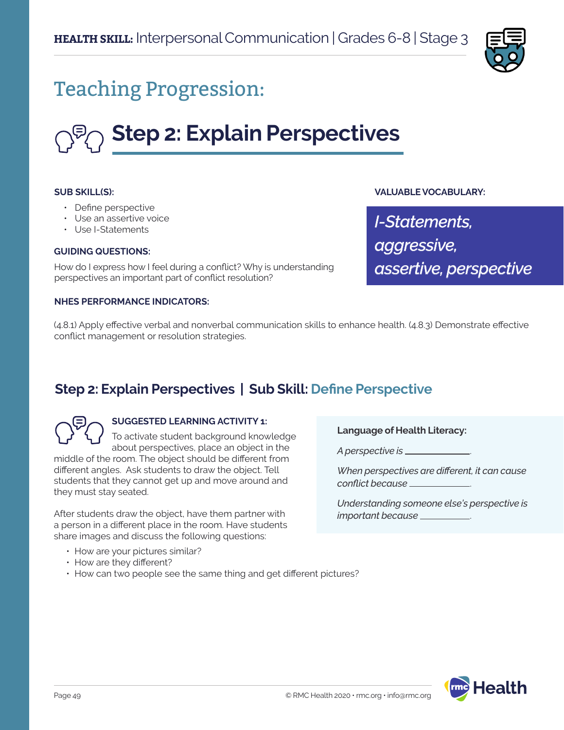**HEALTH SKILL:** Interpersonal Communication | Grades 6-8 | Stage 3

# Teaching Progression:

## Step 2: Explain Perspectives

**SUB SKILL(S):**

- Define perspective
- Use an assertive voice
- Use I-Statements

**GUIDING QUESTIONS:**

How do I express how I feel during a conflict? Why is understanding perspectives an important part of conflict resolution?

**VALUABLE VOCABULARY:**

*I-Statements, aggressive, assertive, perspective*

**NHES PERFORMANCE INDICATORS:**

(4.8.1) Apply effective verbal and nonverbal communication skills to enhance health. (4.8.3) Demonstrate effective conflict management or resolution strategies.

### Step 2: Explain Perspectives | Sub Skill: Define Perspective

**SUGGESTED LEARNING ACTIVITY 1:**

To activate student background knowledge about perspectives, place an object in the middle of the room. The object should be different from different angles. Ask students to draw the object. Tell students that they cannot get up and move around and they must stay seated.

After students draw the object, have them partner with a person in a different place in the room. Have students share images and discuss the following questions:

- How are your pictures similar?
- How are they different?
- How can two people see the same thing and get different pictures?

**Language of Health Literacy:**

*A perspective is* ______________.

*When perspectives are different, it can cause conflict because* ______________.

*Understanding someone else's perspective is important because* ___________.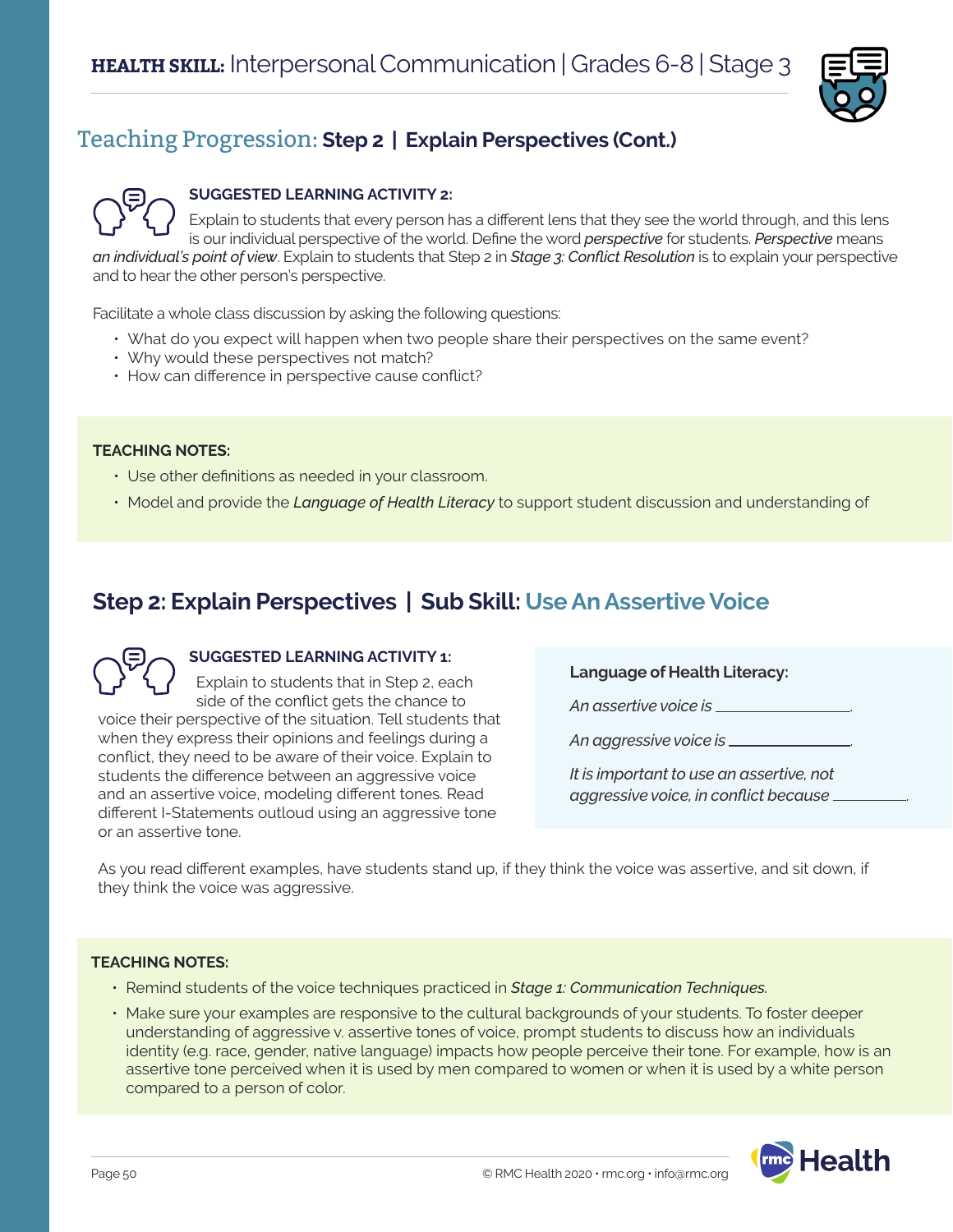## Teaching Progression: Step 2 | Explain Perspectives (Cont.)

**SUGGESTED LEARNING ACTIVITY 2:**

Explain to students that every person has a different lens that they see the world through, and this lens is our individual perspective of the world. Define the word *perspective* for students. *Perspective* means *an individual's point of view*. Explain to students that Step 2 in *Stage 3: Conflict Resolution* is to explain your perspective and to hear the other person's perspective.

Facilitate a whole class discussion by asking the following questions:

- What do you expect will happen when two people share their perspectives on the same event?
- Why would these perspectives not match?
- How can difference in perspective cause conflict?

**TEACHING NOTES:**

- Use other definitions as needed in your classroom.
- Model and provide the *Language of Health Literacy* to support student discussion and understanding of

## Step 2: Explain Perspectives | Sub Skill: Use An Assertive Voice

**SUGGESTED LEARNING ACTIVITY 1:**

Explain to students that in Step 2, each side of the conflict gets the chance to voice their perspective of the situation. Tell students that when they express their opinions and feelings during a conflict, they need to be aware of their voice. Explain to students the difference between an aggressive voice and an assertive voice, modeling different tones. Read different I-Statements outloud using an aggressive tone or an assertive tone.

**Language of Health Literacy:**

*An assertive voice is* ________________.

*An aggressive voice is* ________________.

*It is important to use an assertive, not aggressive voice, in conflict because* __________.

As you read different examples, have students stand up, if they think the voice was assertive, and sit down, if they think the voice was aggressive.

**TEACHING NOTES:**

- Remind students of the voice techniques practiced in *Stage 1: Communication Techniques.*
- Make sure your examples are responsive to the cultural backgrounds of your students. To foster deeper understanding of aggressive v. assertive tones of voice, prompt students to discuss how an individuals identity (e.g. race, gender, native language) impacts how people perceive their tone. For example, how is an assertive tone perceived when it is used by men compared to women or when it is used by a white person compared to a person of color.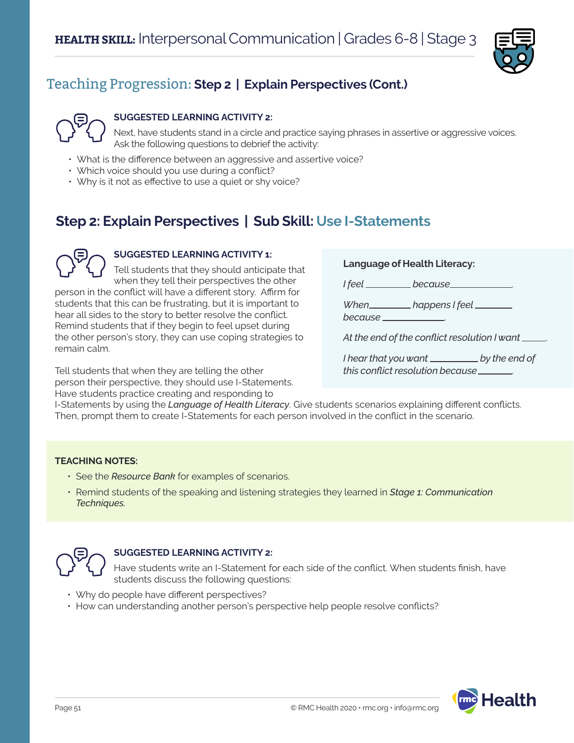# **HEALTH SKILL:** Interpersonal Communication | Grades 6-8 | Stage 3

## Teaching Progression: **Step 2 | Explain Perspectives (Cont.)**

**SUGGESTED LEARNING ACTIVITY 2:**

Next, have students stand in a circle and practice saying phrases in assertive or aggressive voices. Ask the following questions to debrief the activity:

- What is the difference between an aggressive and assertive voice?
- Which voice should you use during a conflict?
- Why is it not as effective to use a quiet or shy voice?

## Step 2: Explain Perspectives | Sub Skill: Use I-Statements

**SUGGESTED LEARNING ACTIVITY 1:**

Tell students that they should anticipate that when they tell their perspectives the other person in the conflict will have a different story. Affirm for students that this can be frustrating, but it is important to hear all sides to the story to better resolve the conflict. Remind students that if they begin to feel upset during the other person's story, they can use coping strategies to remain calm.

Tell students that when they are telling the other person their perspective, they should use I-Statements. Have students practice creating and responding to I-Statements by using the *Language of Health Literacy*. Give students scenarios explaining different conflicts. Then, prompt them to create I-Statements for each person involved in the conflict in the scenario.

**Language of Health Literacy:**

*I feel _________ because_____________.*

*When________ happens I feel _______ because ____________.*

*At the end of the conflict resolution I want _____.*

*I hear that you want _________ by the end of this conflict resolution because_______.*

**TEACHING NOTES:**

- See the *Resource Bank* for examples of scenarios.
- Remind students of the speaking and listening strategies they learned in *Stage 1: Communication Techniques.*

**SUGGESTED LEARNING ACTIVITY 2:**

Have students write an I-Statement for each side of the conflict. When students finish, have students discuss the following questions:

- Why do people have different perspectives?
- How can understanding another person's perspective help people resolve conflicts?